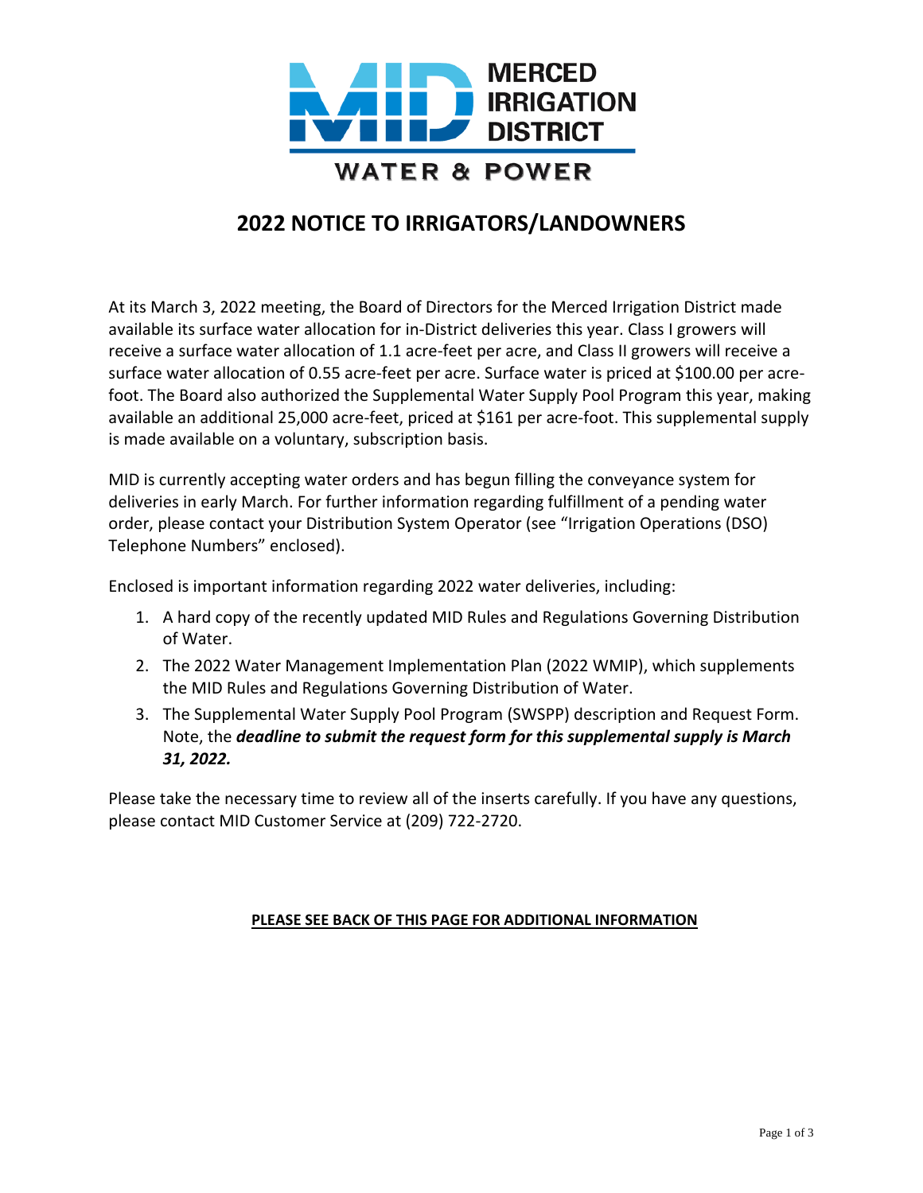MERCED IRRIGATION DISTRICT

WATER & POWER

# 2022 NOTICE TO IRRIGATORS/LANDOWNERS

At its March 3, 2022 meeting, the Board of Directors for the Merced Irrigation District made available its surface water allocation for in-District deliveries this year. Class I growers will receive a surface water allocation of 1.1 acre-feet per acre, and Class II growers will receive a surface water allocation of 0.55 acre-feet per acre. Surface water is priced at $100.00 per acre-foot. The Board also authorized the Supplemental Water Supply Pool Program this year, making available an additional 25,000 acre-feet, priced at $161 per acre-foot. This supplemental supply is made available on a voluntary, subscription basis.

MID is currently accepting water orders and has begun filling the conveyance system for deliveries in early March. For further information regarding fulfillment of a pending water order, please contact your Distribution System Operator (see "Irrigation Operations (DSO) Telephone Numbers" enclosed).

Enclosed is important information regarding 2022 water deliveries, including:

1. A hard copy of the recently updated MID Rules and Regulations Governing Distribution of Water.
2. The 2022 Water Management Implementation Plan (2022 WMIP), which supplements the MID Rules and Regulations Governing Distribution of Water.
3. The Supplemental Water Supply Pool Program (SWSPP) description and Request Form. Note, the ***deadline to submit the request form for this supplemental supply is March 31, 2022.***

Please take the necessary time to review all of the inserts carefully. If you have any questions, please contact MID Customer Service at (209) 722-2720.

**PLEASE SEE BACK OF THIS PAGE FOR ADDITIONAL INFORMATION**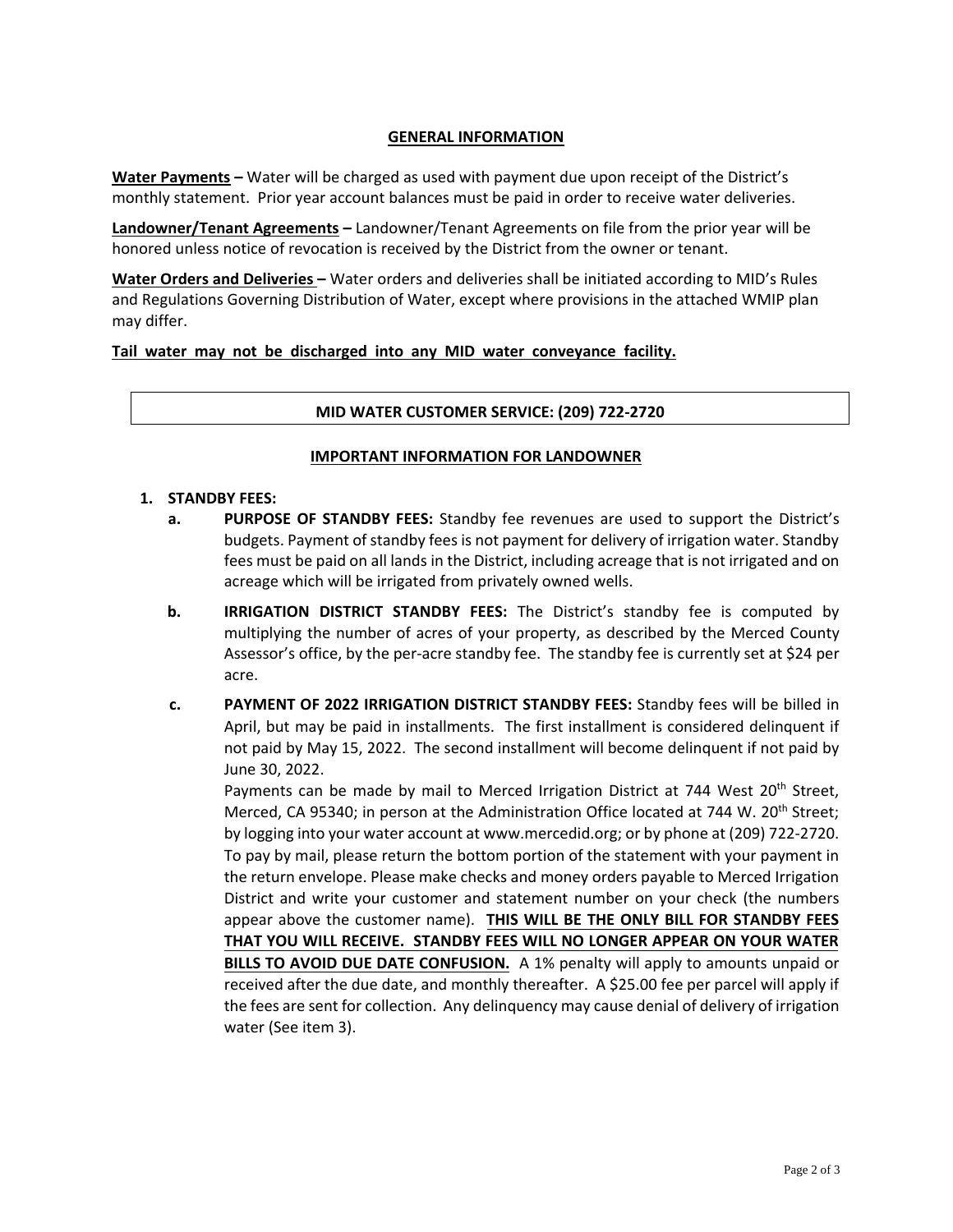## GENERAL INFORMATION

**Water Payments –** Water will be charged as used with payment due upon receipt of the District's monthly statement. Prior year account balances must be paid in order to receive water deliveries.

**Landowner/Tenant Agreements –** Landowner/Tenant Agreements on file from the prior year will be honored unless notice of revocation is received by the District from the owner or tenant.

**Water Orders and Deliveries –** Water orders and deliveries shall be initiated according to MID's Rules and Regulations Governing Distribution of Water, except where provisions in the attached WMIP plan may differ.

**Tail water may not be discharged into any MID water conveyance facility.**

**MID WATER CUSTOMER SERVICE: (209) 722-2720**

## IMPORTANT INFORMATION FOR LANDOWNER

1. **STANDBY FEES:**
   - **a. PURPOSE OF STANDBY FEES:** Standby fee revenues are used to support the District's budgets. Payment of standby fees is not payment for delivery of irrigation water. Standby fees must be paid on all lands in the District, including acreage that is not irrigated and on acreage which will be irrigated from privately owned wells.
   - **b. IRRIGATION DISTRICT STANDBY FEES:** The District's standby fee is computed by multiplying the number of acres of your property, as described by the Merced County Assessor's office, by the per-acre standby fee. The standby fee is currently set at $24 per acre.
   - **c. PAYMENT OF 2022 IRRIGATION DISTRICT STANDBY FEES:** Standby fees will be billed in April, but may be paid in installments. The first installment is considered delinquent if not paid by May 15, 2022. The second installment will become delinquent if not paid by June 30, 2022.

     Payments can be made by mail to Merced Irrigation District at 744 West 20th Street, Merced, CA 95340; in person at the Administration Office located at 744 W. 20th Street; by logging into your water account at www.mercedid.org; or by phone at (209) 722-2720. To pay by mail, please return the bottom portion of the statement with your payment in the return envelope. Please make checks and money orders payable to Merced Irrigation District and write your customer and statement number on your check (the numbers appear above the customer name). **THIS WILL BE THE ONLY BILL FOR STANDBY FEES THAT YOU WILL RECEIVE. STANDBY FEES WILL NO LONGER APPEAR ON YOUR WATER BILLS TO AVOID DUE DATE CONFUSION.** A 1% penalty will apply to amounts unpaid or received after the due date, and monthly thereafter. A $25.00 fee per parcel will apply if the fees are sent for collection. Any delinquency may cause denial of delivery of irrigation water (See item 3).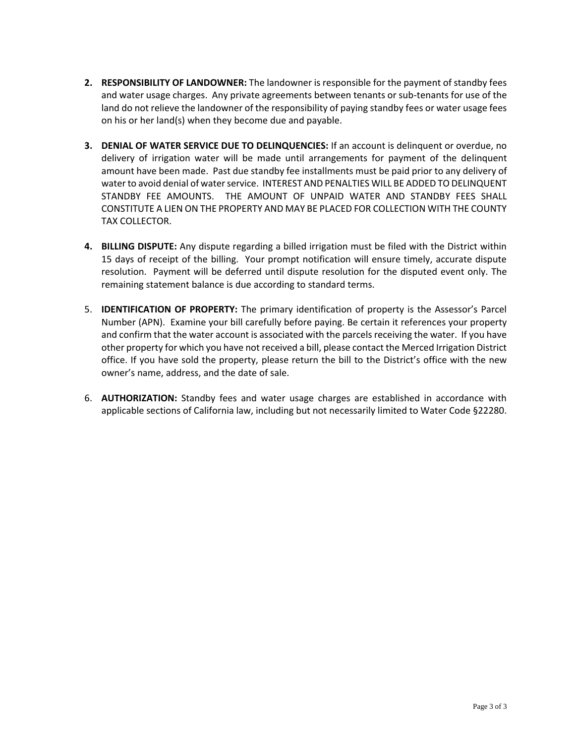2. **RESPONSIBILITY OF LANDOWNER:** The landowner is responsible for the payment of standby fees and water usage charges. Any private agreements between tenants or sub-tenants for use of the land do not relieve the landowner of the responsibility of paying standby fees or water usage fees on his or her land(s) when they become due and payable.

3. **DENIAL OF WATER SERVICE DUE TO DELINQUENCIES:** If an account is delinquent or overdue, no delivery of irrigation water will be made until arrangements for payment of the delinquent amount have been made. Past due standby fee installments must be paid prior to any delivery of water to avoid denial of water service. INTEREST AND PENALTIES WILL BE ADDED TO DELINQUENT STANDBY FEE AMOUNTS. THE AMOUNT OF UNPAID WATER AND STANDBY FEES SHALL CONSTITUTE A LIEN ON THE PROPERTY AND MAY BE PLACED FOR COLLECTION WITH THE COUNTY TAX COLLECTOR.

4. **BILLING DISPUTE:** Any dispute regarding a billed irrigation must be filed with the District within 15 days of receipt of the billing. Your prompt notification will ensure timely, accurate dispute resolution. Payment will be deferred until dispute resolution for the disputed event only. The remaining statement balance is due according to standard terms.

5. **IDENTIFICATION OF PROPERTY:** The primary identification of property is the Assessor's Parcel Number (APN). Examine your bill carefully before paying. Be certain it references your property and confirm that the water account is associated with the parcels receiving the water. If you have other property for which you have not received a bill, please contact the Merced Irrigation District office. If you have sold the property, please return the bill to the District's office with the new owner's name, address, and the date of sale.

6. **AUTHORIZATION:** Standby fees and water usage charges are established in accordance with applicable sections of California law, including but not necessarily limited to Water Code §22280.